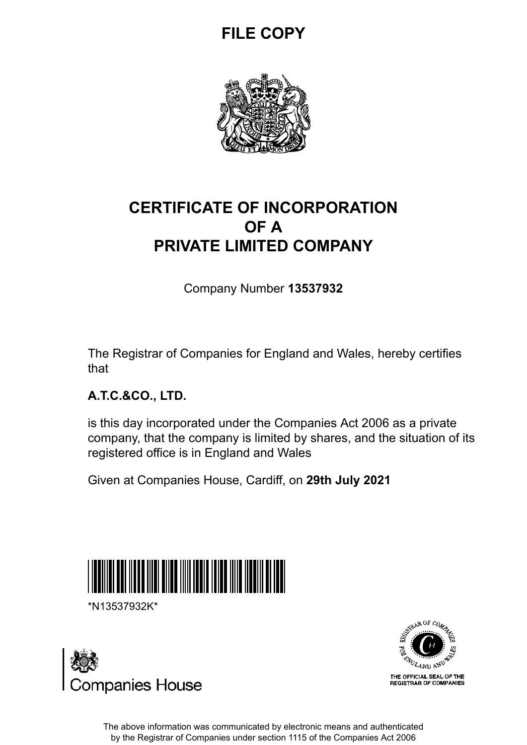**FILE COPY**

# CERTIFICATE OF INCORPORATION
# OF A
# PRIVATE LIMITED COMPANY

Company Number **13537932**

The Registrar of Companies for England and Wales, hereby certifies that

**A.T.C.&CO., LTD.**

is this day incorporated under the Companies Act 2006 as a private company, that the company is limited by shares, and the situation of its registered office is in England and Wales

Given at Companies House, Cardiff, on **29th July 2021**

*N13537932K*

Companies House

THE OFFICIAL SEAL OF THE REGISTRAR OF COMPANIES

The above information was communicated by electronic means and authenticated by the Registrar of Companies under section 1115 of the Companies Act 2006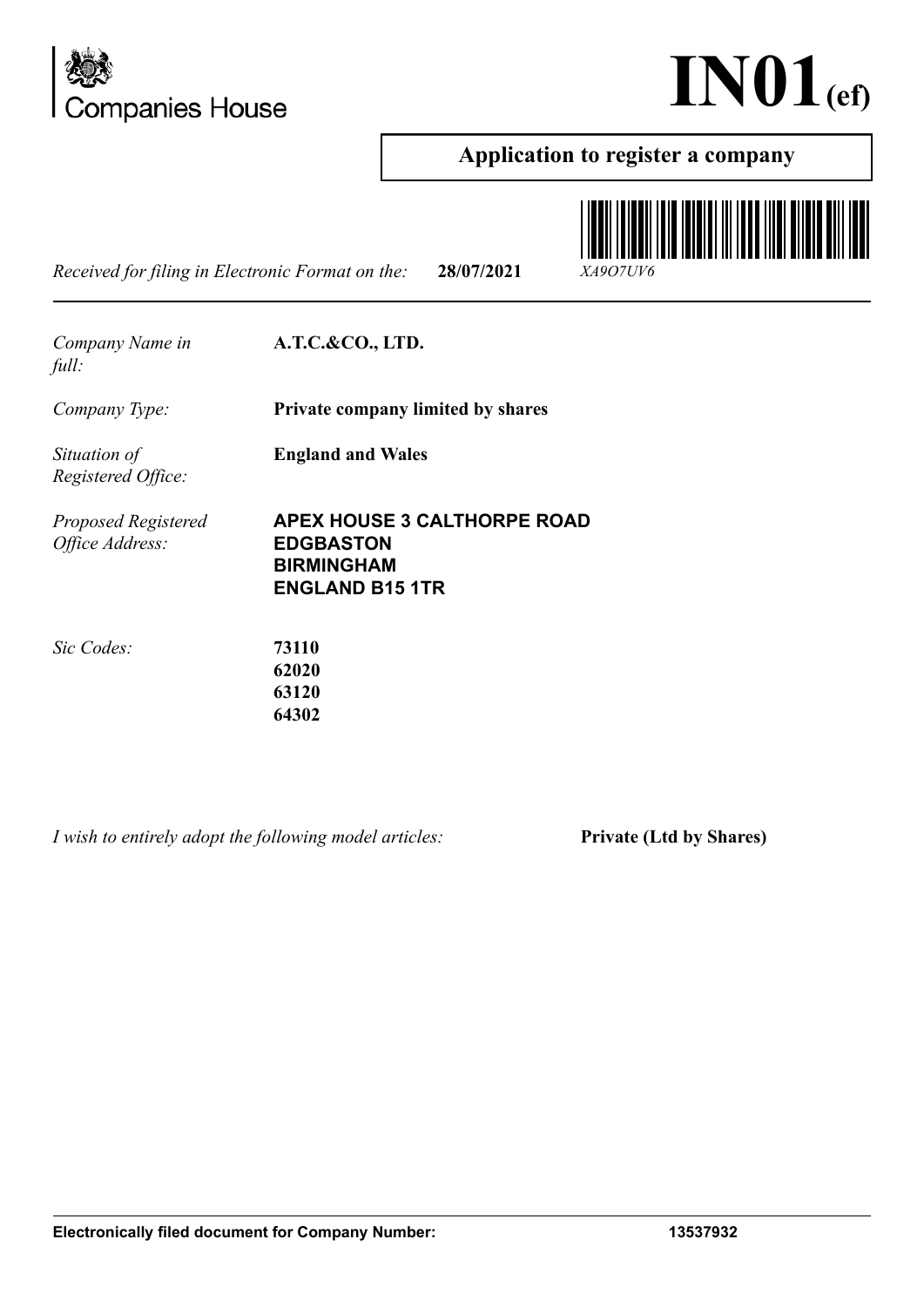# IN01(ef)

## Application to register a company

*Received for filing in Electronic Format on the:* **28/07/2021** *XA9O7UV6*

| | |
|---|---|
| *Company Name in full:* | **A.T.C.&CO., LTD.** |
| *Company Type:* | **Private company limited by shares** |
| *Situation of Registered Office:* | **England and Wales** |
| *Proposed Registered Office Address:* | **APEX HOUSE 3 CALTHORPE ROAD**<br>**EDGBASTON**<br>**BIRMINGHAM**<br>**ENGLAND B15 1TR** |
| *Sic Codes:* | **73110**<br>**62020**<br>**63120**<br>**64302** |

*I wish to entirely adopt the following model articles:* **Private (Ltd by Shares)**

**Electronically filed document for Company Number: 13537932**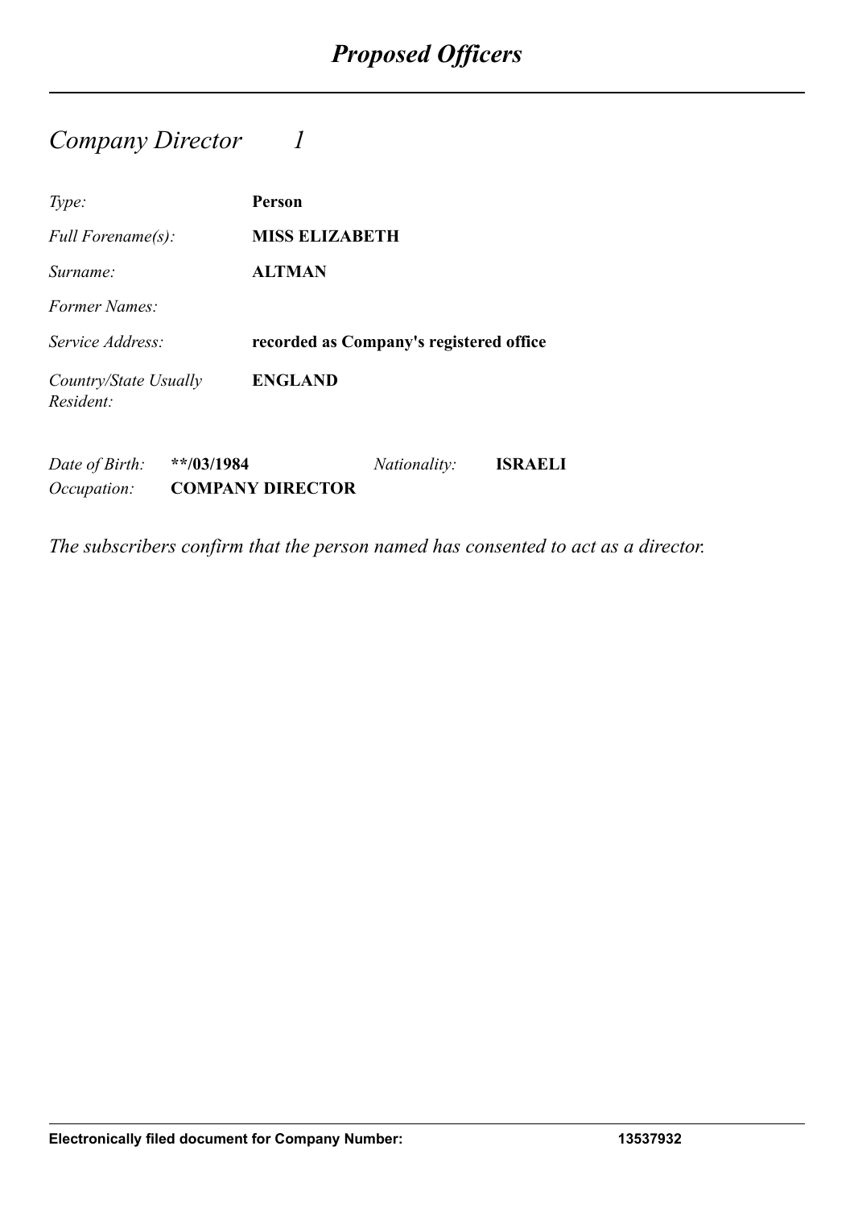# *Proposed Officers*

## *Company Director 1*

| | |
|---|---|
| *Type:* | **Person** |
| *Full Forename(s):* | **MISS ELIZABETH** |
| *Surname:* | **ALTMAN** |
| *Former Names:* | |
| *Service Address:* | **recorded as Company's registered office** |
| *Country/State Usually Resident:* | **ENGLAND** |

| | | | |
|---|---|---|---|
| *Date of Birth:* | **\*\*/03/1984** | *Nationality:* | **ISRAELI** |
| *Occupation:* | **COMPANY DIRECTOR** | | |

*The subscribers confirm that the person named has consented to act as a director.*

**Electronically filed document for Company Number: 13537932**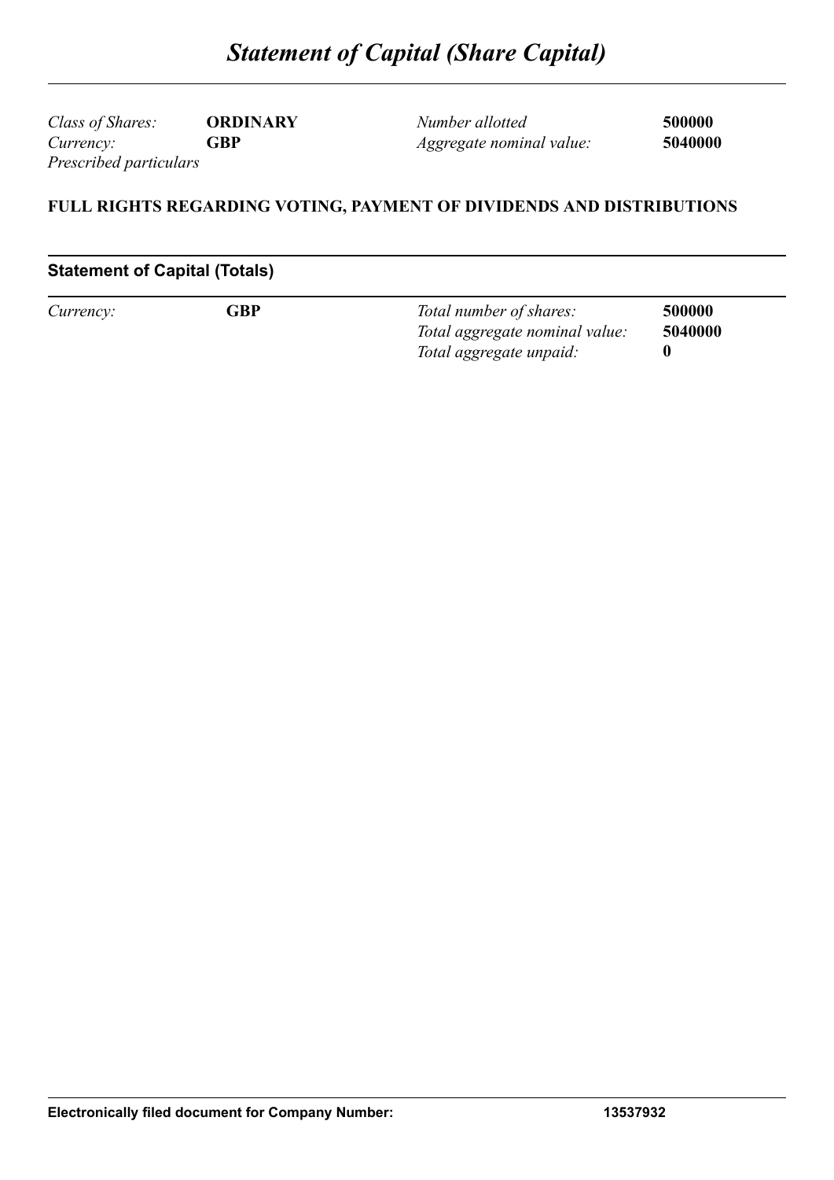# *Statement of Capital (Share Capital)*

| | | | |
|---|---|---|---|
| *Class of Shares:* | **ORDINARY** | *Number allotted* | **500000** |
| *Currency:* | **GBP** | *Aggregate nominal value:* | **5040000** |

*Prescribed particulars*

**FULL RIGHTS REGARDING VOTING, PAYMENT OF DIVIDENDS AND DISTRIBUTIONS**

## Statement of Capital (Totals)

| | | | |
|---|---|---|---|
| *Currency:* | **GBP** | *Total number of shares:* | **500000** |
| | | *Total aggregate nominal value:* | **5040000** |
| | | *Total aggregate unpaid:* | **0** |

**Electronically filed document for Company Number:** **13537932**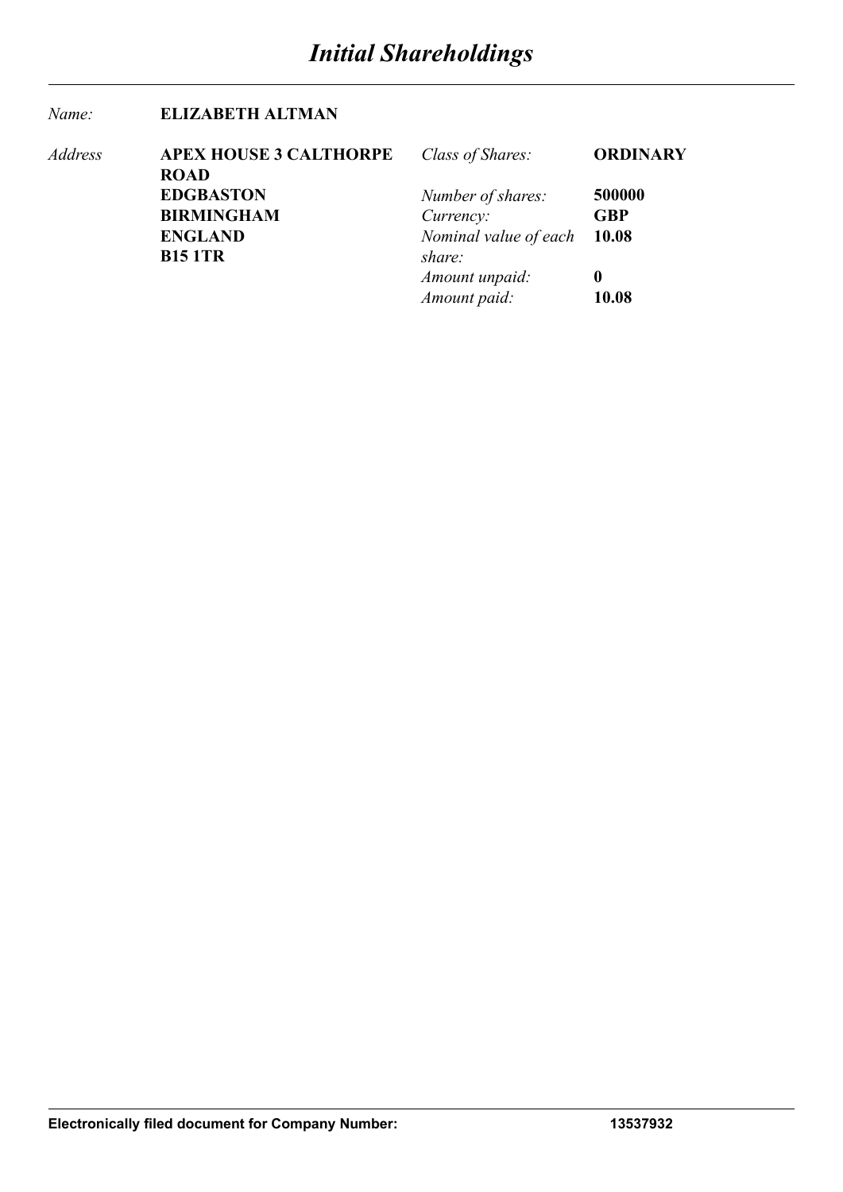# *Initial Shareholdings*

| | | | |
|---|---|---|---|
| *Name:* | **ELIZABETH ALTMAN** | | |
| *Address* | **APEX HOUSE 3 CALTHORPE ROAD** | *Class of Shares:* | **ORDINARY** |
| | **EDGBASTON** | *Number of shares:* | **500000** |
| | **BIRMINGHAM** | *Currency:* | **GBP** |
| | **ENGLAND** | *Nominal value of each share:* | **10.08** |
| | **B15 1TR** | | |
| | | *Amount unpaid:* | **0** |
| | | *Amount paid:* | **10.08** |

**Electronically filed document for Company Number:** **13537932**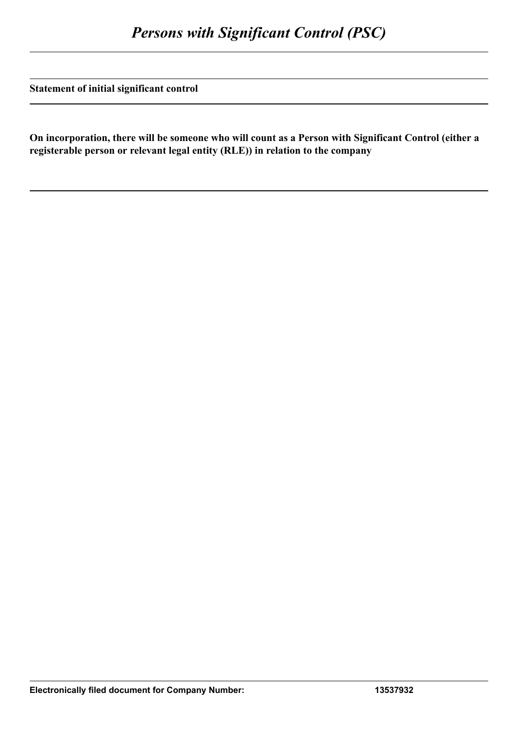# *Persons with Significant Control (PSC)*

**Statement of initial significant control**

**On incorporation, there will be someone who will count as a Person with Significant Control (either a registerable person or relevant legal entity (RLE)) in relation to the company**

**Electronically filed document for Company Number: 13537932**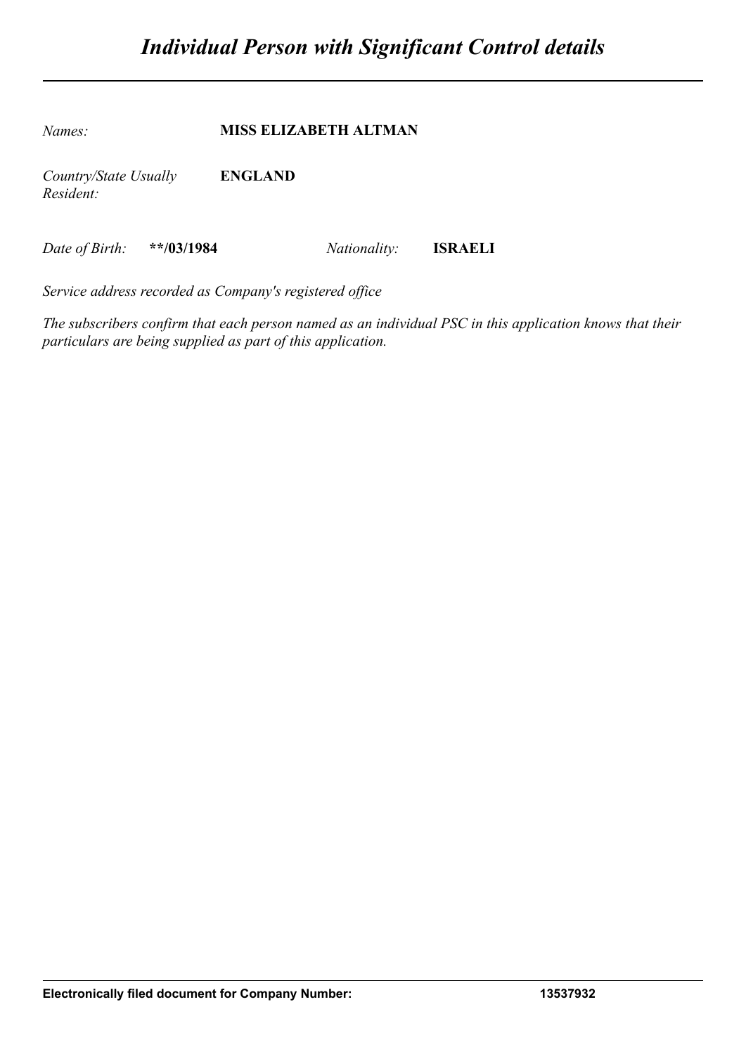# *Individual Person with Significant Control details*

*Names:* **MISS ELIZABETH ALTMAN**

*Country/State Usually Resident:* **ENGLAND**

*Date of Birth:* **\*\*/03/1984** *Nationality:* **ISRAELI**

*Service address recorded as Company's registered office*

*The subscribers confirm that each person named as an individual PSC in this application knows that their particulars are being supplied as part of this application.*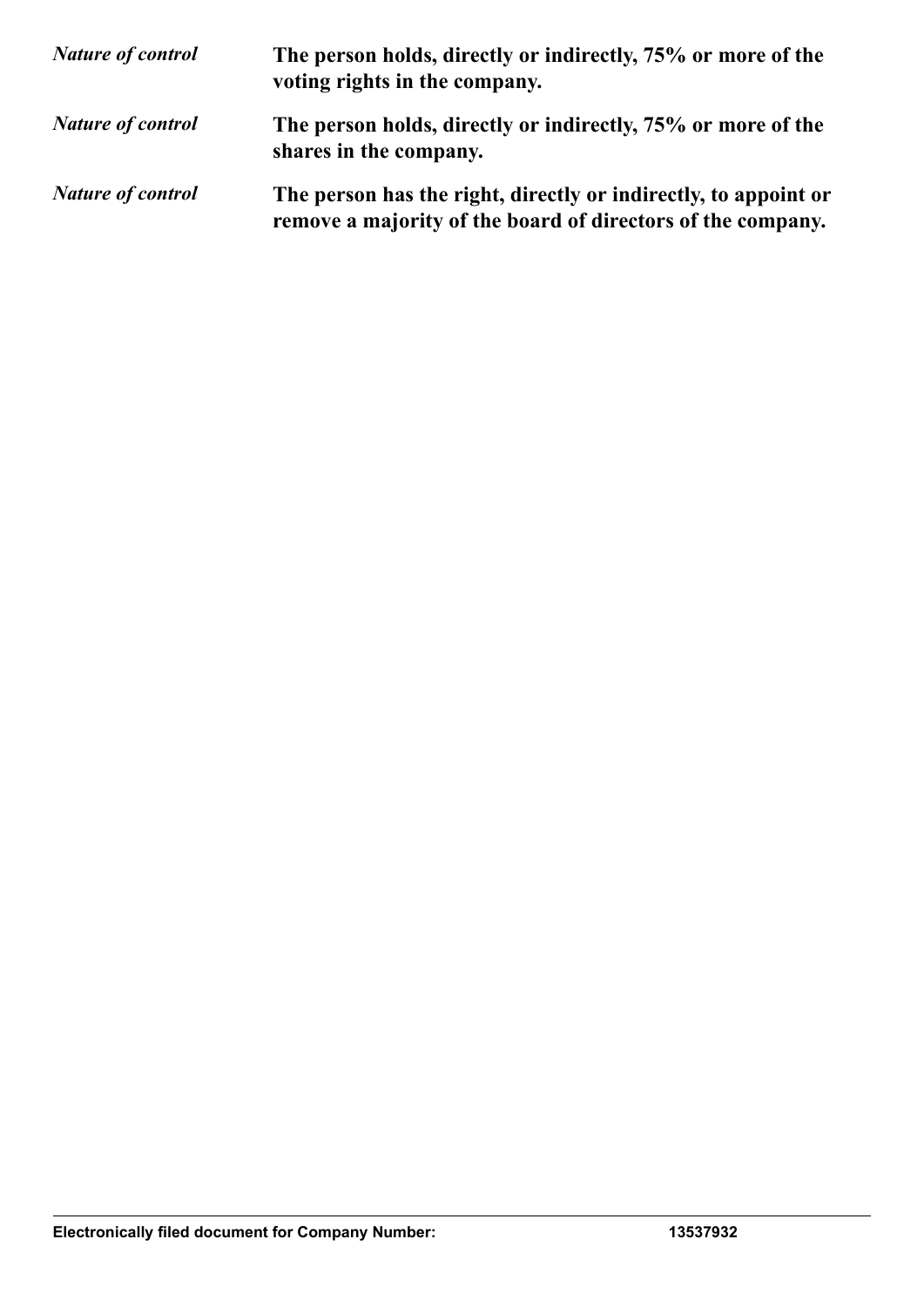| | |
|---|---|
| *Nature of control* | **The person holds, directly or indirectly, 75% or more of the voting rights in the company.** |
| *Nature of control* | **The person holds, directly or indirectly, 75% or more of the shares in the company.** |
| *Nature of control* | **The person has the right, directly or indirectly, to appoint or remove a majority of the board of directors of the company.** |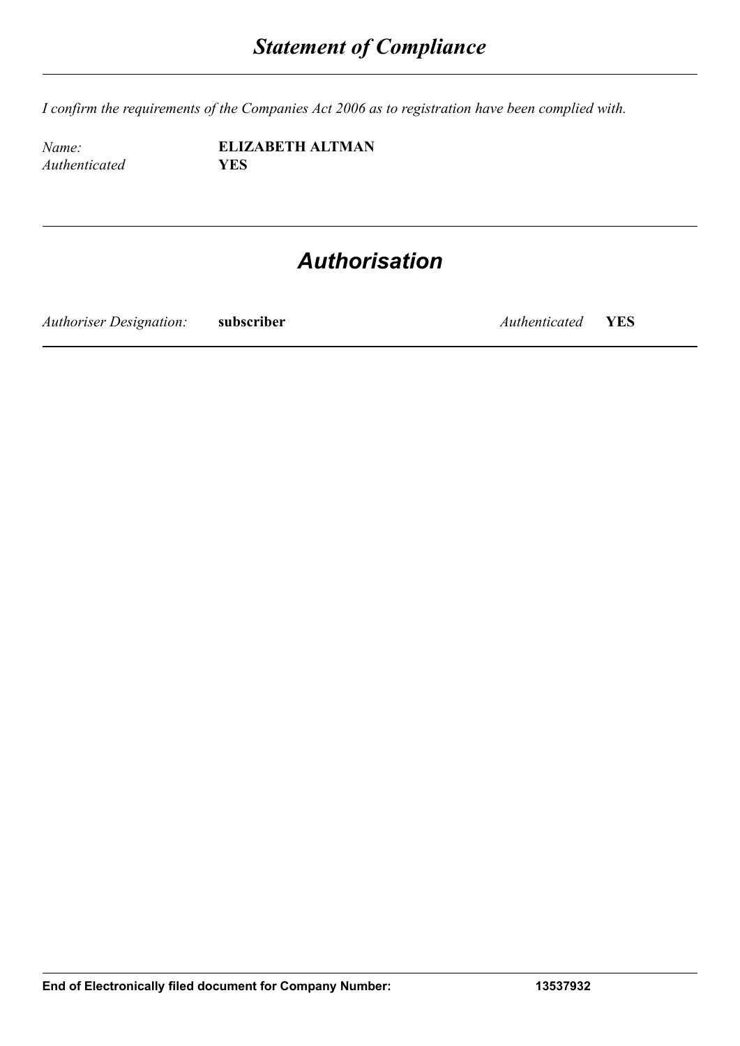## *Statement of Compliance*

*I confirm the requirements of the Companies Act 2006 as to registration have been complied with.*

| | |
|---|---|
| *Name:* | **ELIZABETH ALTMAN** |
| *Authenticated* | **YES** |

## *Authorisation*

| | | | |
|---|---|---|---|
| *Authoriser Designation:* | **subscriber** | *Authenticated* | **YES** |

**End of Electronically filed document for Company Number: 13537932**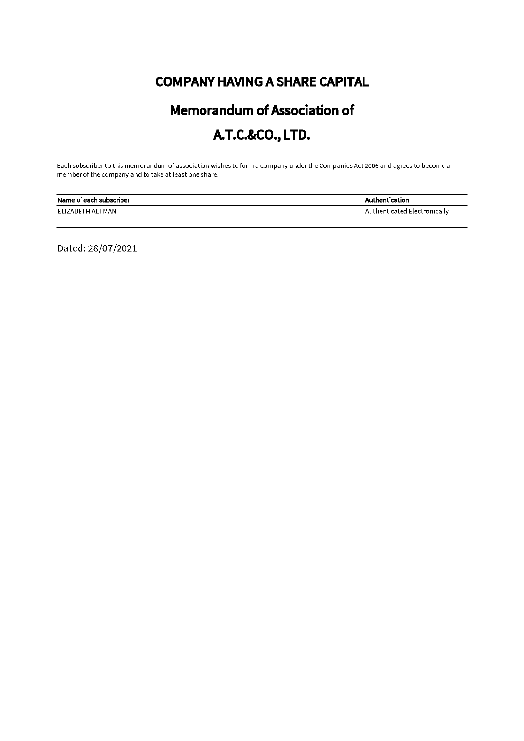# COMPANY HAVING A SHARE CAPITAL

# Memorandum of Association of

# A.T.C.&CO., LTD.

Each subscriber to this memorandum of association wishes to form a company under the Companies Act 2006 and agrees to become a member of the company and to take at least one share.

| Name of each subscriber | Authentication |
|---|---|
| ELIZABETH ALTMAN | Authenticated Electronically |

Dated: 28/07/2021